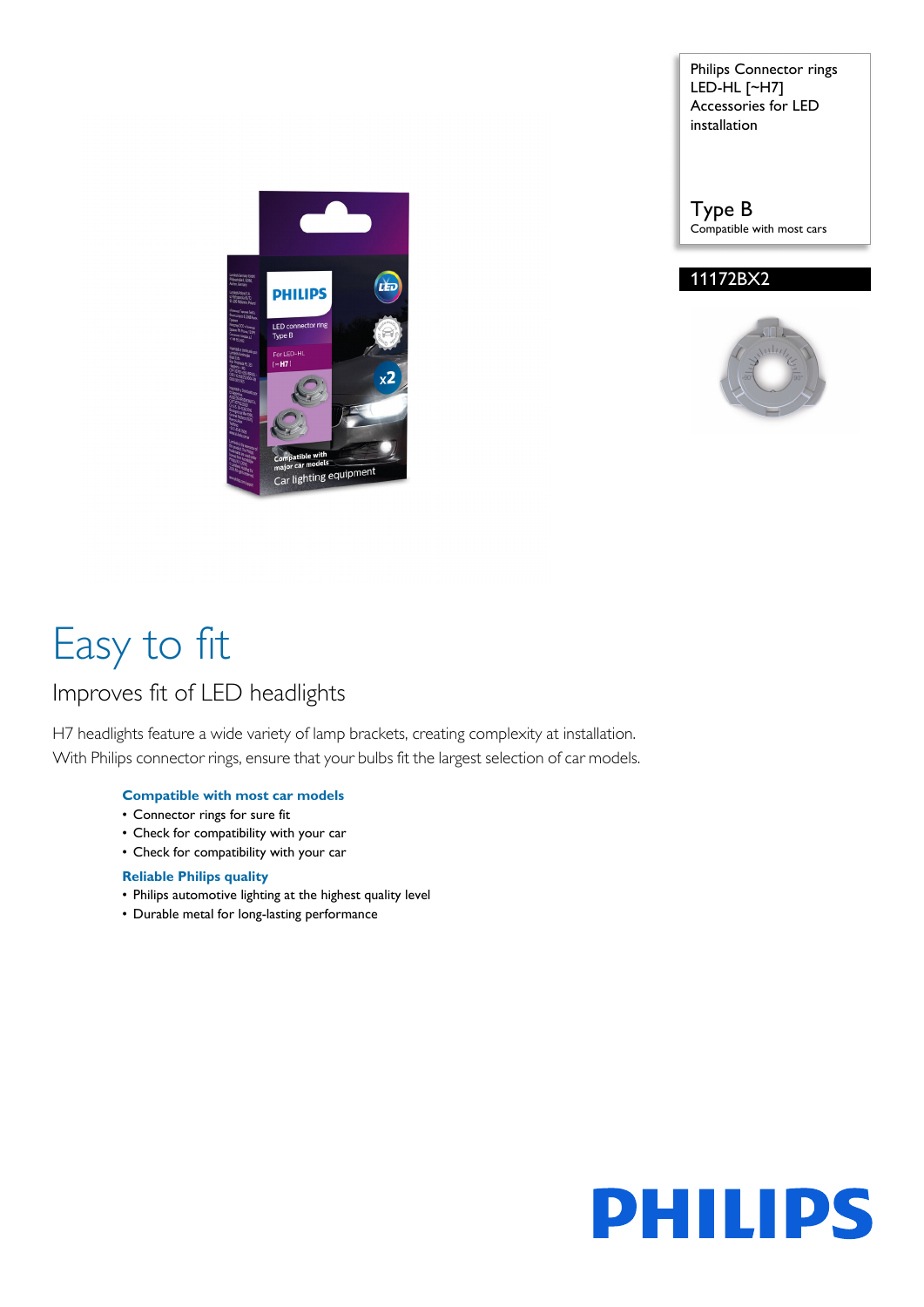Philips Connector rings
LED-HL [~H7]
Accessories for LED installation

Type B
Compatible with most cars

11172BX2

# Easy to fit

## Improves fit of LED headlights

H7 headlights feature a wide variety of lamp brackets, creating complexity at installation. With Philips connector rings, ensure that your bulbs fit the largest selection of car models.

**Compatible with most car models**

- Connector rings for sure fit
- Check for compatibility with your car
- Check for compatibility with your car

**Reliable Philips quality**

- Philips automotive lighting at the highest quality level
- Durable metal for long-lasting performance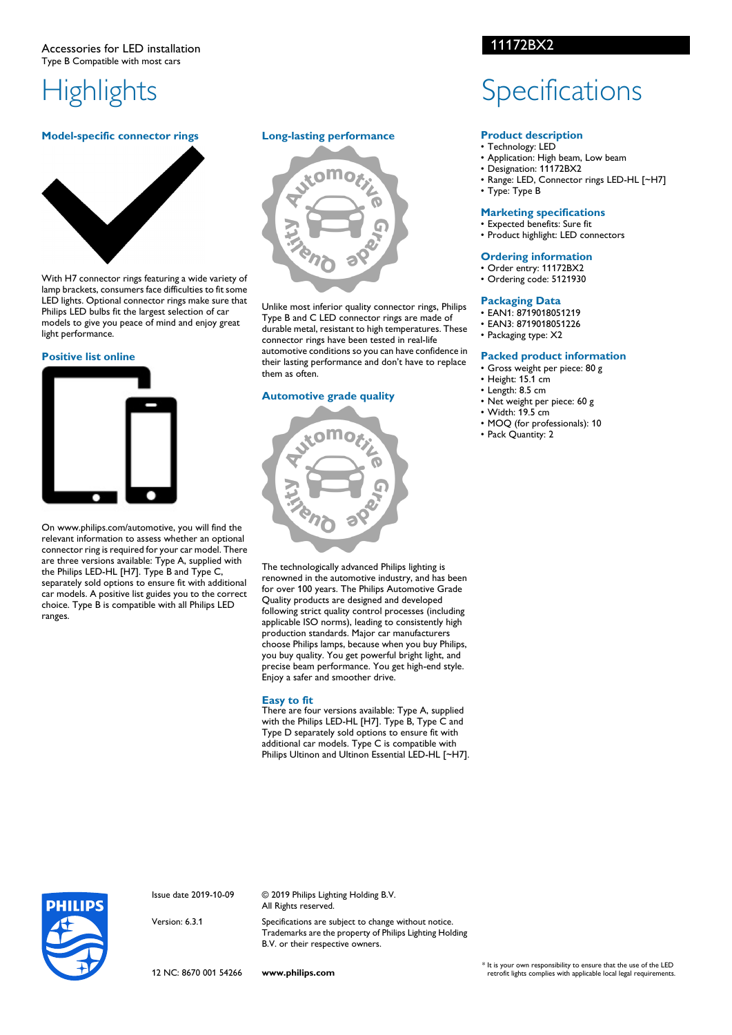Accessories for LED installation
Type B Compatible with most cars

11172BX2

# Highlights

### Model-specific connector rings

With H7 connector rings featuring a wide variety of lamp brackets, consumers face difficulties to fit some LED lights. Optional connector rings make sure that Philips LED bulbs fit the largest selection of car models to give you peace of mind and enjoy great light performance.

### Positive list online

On www.philips.com/automotive, you will find the relevant information to assess whether an optional connector ring is required for your car model. There are three versions available: Type A, supplied with the Philips LED-HL [H7]. Type B and Type C, separately sold options to ensure fit with additional car models. A positive list guides you to the correct choice. Type B is compatible with all Philips LED ranges.

### Long-lasting performance

Unlike most inferior quality connector rings, Philips Type B and C LED connector rings are made of durable metal, resistant to high temperatures. These connector rings have been tested in real-life automotive conditions so you can have confidence in their lasting performance and don't have to replace them as often.

### Automotive grade quality

The technologically advanced Philips lighting is renowned in the automotive industry, and has been for over 100 years. The Philips Automotive Grade Quality products are designed and developed following strict quality control processes (including applicable ISO norms), leading to consistently high production standards. Major car manufacturers choose Philips lamps, because when you buy Philips, you buy quality. You get powerful bright light, and precise beam performance. You get high-end style. Enjoy a safer and smoother drive.

### Easy to fit

There are four versions available: Type A, supplied with the Philips LED-HL [H7]. Type B, Type C and Type D separately sold options to ensure fit with additional car models. Type C is compatible with Philips Ultinon and Ultinon Essential LED-HL [~H7].

# Specifications

### Product description

- Technology: LED
- Application: High beam, Low beam
- Designation: 11172BX2
- Range: LED, Connector rings LED-HL [~H7]
- Type: Type B

### Marketing specifications

- Expected benefits: Sure fit
- Product highlight: LED connectors

### Ordering information

- Order entry: 11172BX2
- Ordering code: 5121930

### Packaging Data

- EAN1: 8719018051219
- EAN3: 8719018051226
- Packaging type: X2

### Packed product information

- Gross weight per piece: 80 g
- Height: 15.1 cm
- Length: 8.5 cm
- Net weight per piece: 60 g
- Width: 19.5 cm
- MOQ (for professionals): 10
- Pack Quantity: 2

Issue date 2019-10-09

Version: 6.3.1

12 NC: 8670 001 54266

© 2019 Philips Lighting Holding B.V.
All Rights reserved.

Specifications are subject to change without notice. Trademarks are the property of Philips Lighting Holding B.V. or their respective owners.

www.philips.com

* It is your own responsibility to ensure that the use of the LED retrofit lights complies with applicable local legal requirements.